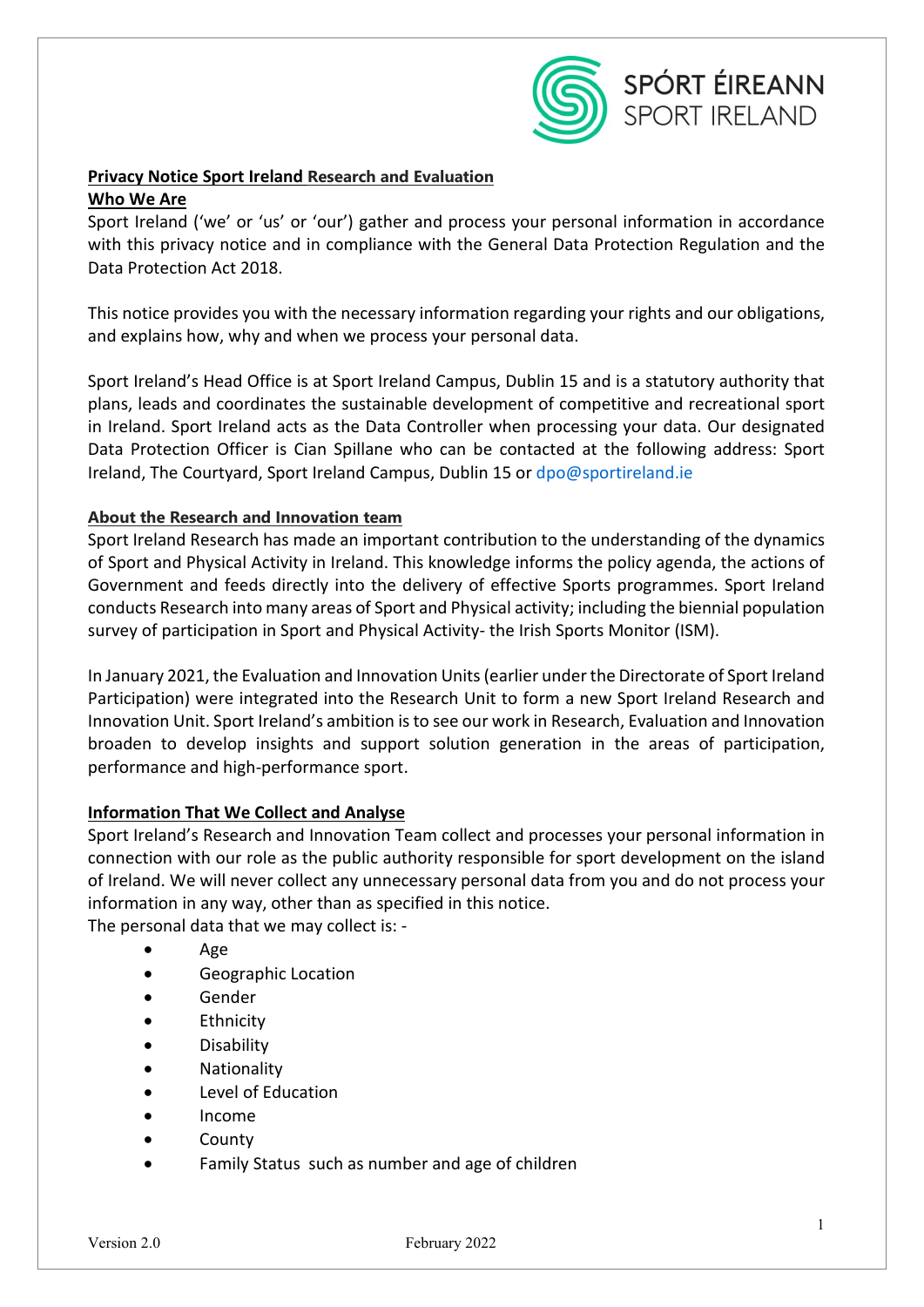SPÓRT ÉIREANN
SPORT IRELAND

## Privacy Notice Sport Ireland Research and Evaluation

## Who We Are

Sport Ireland ('we' or 'us' or 'our') gather and process your personal information in accordance with this privacy notice and in compliance with the General Data Protection Regulation and the Data Protection Act 2018.

This notice provides you with the necessary information regarding your rights and our obligations, and explains how, why and when we process your personal data.

Sport Ireland's Head Office is at Sport Ireland Campus, Dublin 15 and is a statutory authority that plans, leads and coordinates the sustainable development of competitive and recreational sport in Ireland. Sport Ireland acts as the Data Controller when processing your data. Our designated Data Protection Officer is Cian Spillane who can be contacted at the following address: Sport Ireland, The Courtyard, Sport Ireland Campus, Dublin 15 or dpo@sportireland.ie

## About the Research and Innovation team

Sport Ireland Research has made an important contribution to the understanding of the dynamics of Sport and Physical Activity in Ireland. This knowledge informs the policy agenda, the actions of Government and feeds directly into the delivery of effective Sports programmes. Sport Ireland conducts Research into many areas of Sport and Physical activity; including the biennial population survey of participation in Sport and Physical Activity- the Irish Sports Monitor (ISM).

In January 2021, the Evaluation and Innovation Units (earlier under the Directorate of Sport Ireland Participation) were integrated into the Research Unit to form a new Sport Ireland Research and Innovation Unit. Sport Ireland's ambition is to see our work in Research, Evaluation and Innovation broaden to develop insights and support solution generation in the areas of participation, performance and high-performance sport.

## Information That We Collect and Analyse

Sport Ireland's Research and Innovation Team collect and processes your personal information in connection with our role as the public authority responsible for sport development on the island of Ireland. We will never collect any unnecessary personal data from you and do not process your information in any way, other than as specified in this notice.

The personal data that we may collect is: -

- Age
- Geographic Location
- Gender
- Ethnicity
- Disability
- Nationality
- Level of Education
- Income
- County
- Family Status such as number and age of children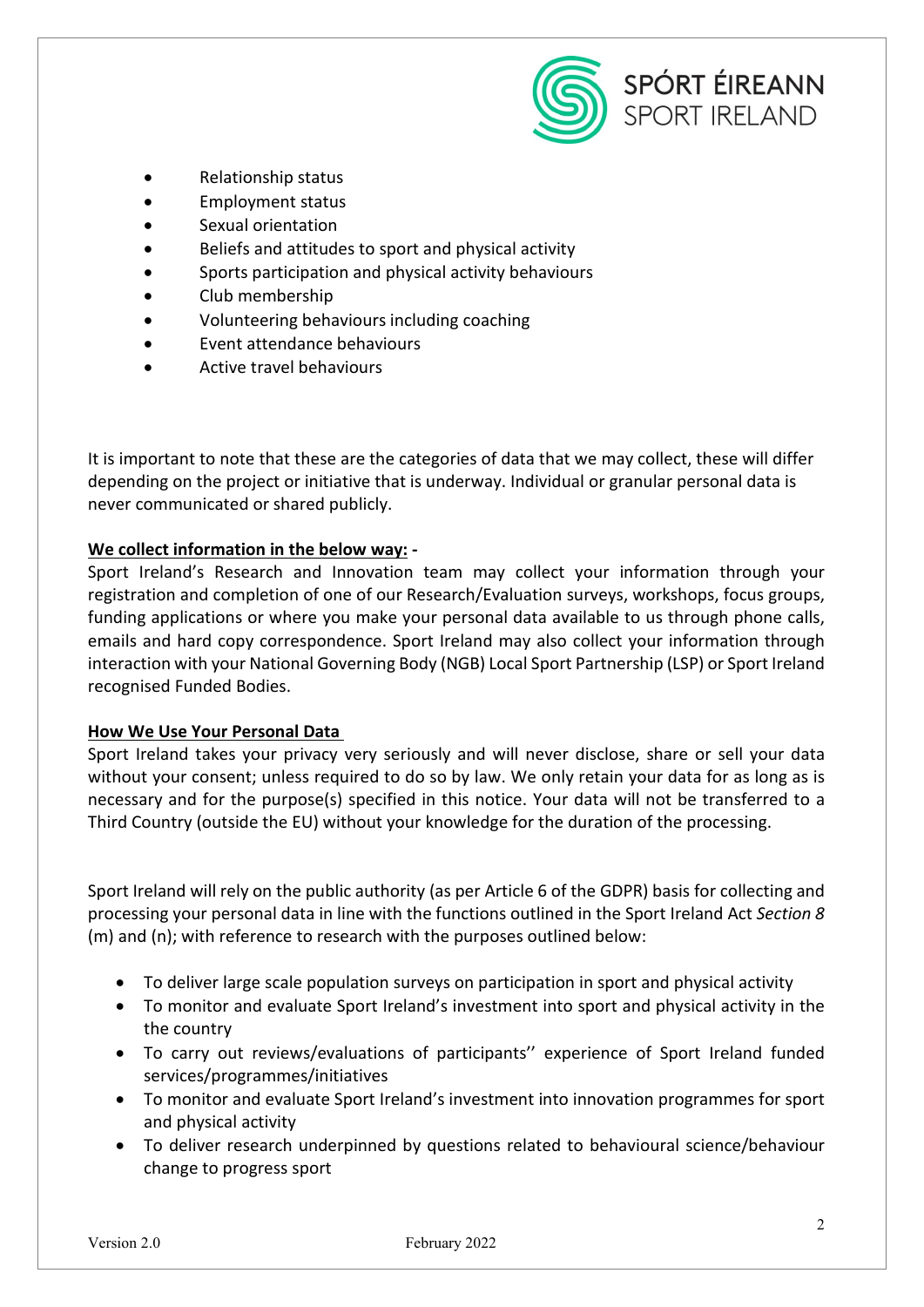- Relationship status
- Employment status
- Sexual orientation
- Beliefs and attitudes to sport and physical activity
- Sports participation and physical activity behaviours
- Club membership
- Volunteering behaviours including coaching
- Event attendance behaviours
- Active travel behaviours

It is important to note that these are the categories of data that we may collect, these will differ depending on the project or initiative that is underway. Individual or granular personal data is never communicated or shared publicly.

**<u>We collect information in the below way:</u> -**
Sport Ireland's Research and Innovation team may collect your information through your registration and completion of one of our Research/Evaluation surveys, workshops, focus groups, funding applications or where you make your personal data available to us through phone calls, emails and hard copy correspondence. Sport Ireland may also collect your information through interaction with your National Governing Body (NGB) Local Sport Partnership (LSP) or Sport Ireland recognised Funded Bodies.

**<u>How We Use Your Personal Data</u>**
Sport Ireland takes your privacy very seriously and will never disclose, share or sell your data without your consent; unless required to do so by law. We only retain your data for as long as is necessary and for the purpose(s) specified in this notice. Your data will not be transferred to a Third Country (outside the EU) without your knowledge for the duration of the processing.

Sport Ireland will rely on the public authority (as per Article 6 of the GDPR) basis for collecting and processing your personal data in line with the functions outlined in the Sport Ireland Act *Section 8* (m) and (n); with reference to research with the purposes outlined below:

- To deliver large scale population surveys on participation in sport and physical activity
- To monitor and evaluate Sport Ireland's investment into sport and physical activity in the the country
- To carry out reviews/evaluations of participants'' experience of Sport Ireland funded services/programmes/initiatives
- To monitor and evaluate Sport Ireland's investment into innovation programmes for sport and physical activity
- To deliver research underpinned by questions related to behavioural science/behaviour change to progress sport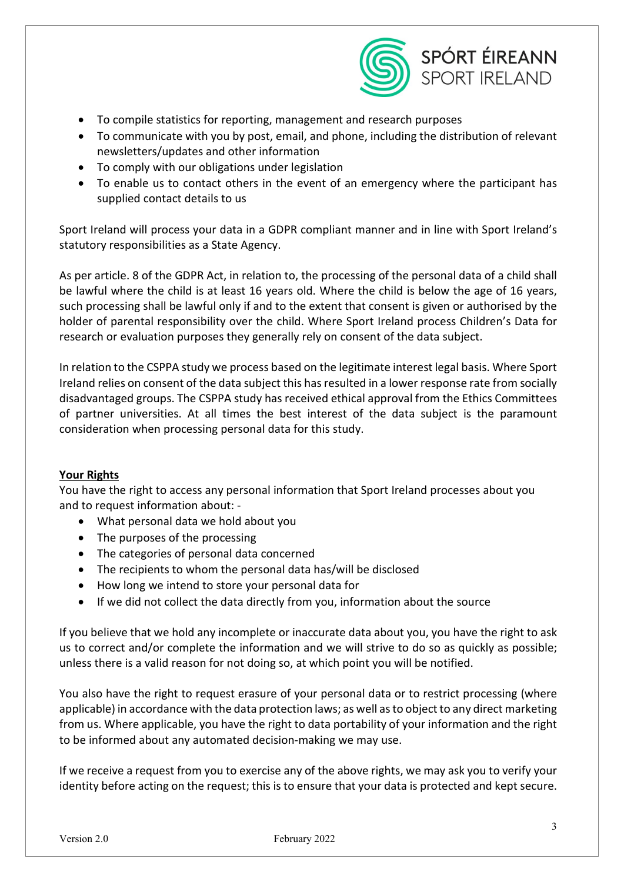- To compile statistics for reporting, management and research purposes
- To communicate with you by post, email, and phone, including the distribution of relevant newsletters/updates and other information
- To comply with our obligations under legislation
- To enable us to contact others in the event of an emergency where the participant has supplied contact details to us

Sport Ireland will process your data in a GDPR compliant manner and in line with Sport Ireland's statutory responsibilities as a State Agency.

As per article. 8 of the GDPR Act, in relation to, the processing of the personal data of a child shall be lawful where the child is at least 16 years old. Where the child is below the age of 16 years, such processing shall be lawful only if and to the extent that consent is given or authorised by the holder of parental responsibility over the child. Where Sport Ireland process Children's Data for research or evaluation purposes they generally rely on consent of the data subject.

In relation to the CSPPA study we process based on the legitimate interest legal basis. Where Sport Ireland relies on consent of the data subject this has resulted in a lower response rate from socially disadvantaged groups. The CSPPA study has received ethical approval from the Ethics Committees of partner universities. At all times the best interest of the data subject is the paramount consideration when processing personal data for this study.

**Your Rights**

You have the right to access any personal information that Sport Ireland processes about you and to request information about: -

- What personal data we hold about you
- The purposes of the processing
- The categories of personal data concerned
- The recipients to whom the personal data has/will be disclosed
- How long we intend to store your personal data for
- If we did not collect the data directly from you, information about the source

If you believe that we hold any incomplete or inaccurate data about you, you have the right to ask us to correct and/or complete the information and we will strive to do so as quickly as possible; unless there is a valid reason for not doing so, at which point you will be notified.

You also have the right to request erasure of your personal data or to restrict processing (where applicable) in accordance with the data protection laws; as well as to object to any direct marketing from us. Where applicable, you have the right to data portability of your information and the right to be informed about any automated decision-making we may use.

If we receive a request from you to exercise any of the above rights, we may ask you to verify your identity before acting on the request; this is to ensure that your data is protected and kept secure.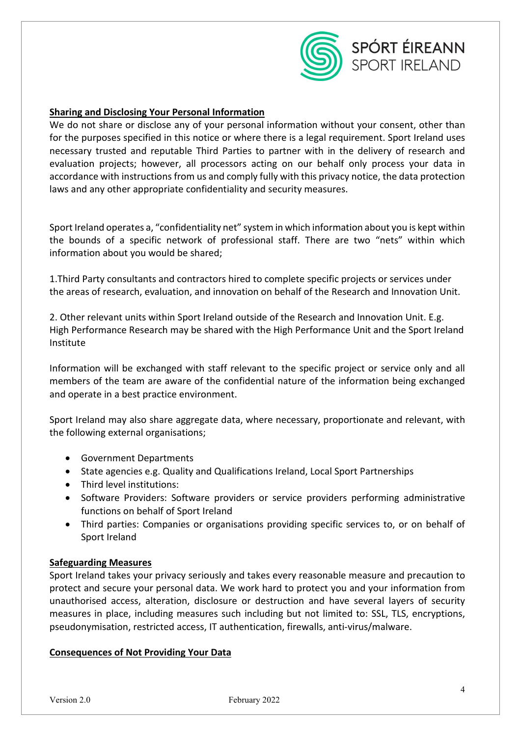## Sharing and Disclosing Your Personal Information

We do not share or disclose any of your personal information without your consent, other than for the purposes specified in this notice or where there is a legal requirement. Sport Ireland uses necessary trusted and reputable Third Parties to partner with in the delivery of research and evaluation projects; however, all processors acting on our behalf only process your data in accordance with instructions from us and comply fully with this privacy notice, the data protection laws and any other appropriate confidentiality and security measures.

Sport Ireland operates a, "confidentiality net" system in which information about you is kept within the bounds of a specific network of professional staff. There are two "nets" within which information about you would be shared;

1.Third Party consultants and contractors hired to complete specific projects or services under the areas of research, evaluation, and innovation on behalf of the Research and Innovation Unit.

2. Other relevant units within Sport Ireland outside of the Research and Innovation Unit. E.g. High Performance Research may be shared with the High Performance Unit and the Sport Ireland Institute

Information will be exchanged with staff relevant to the specific project or service only and all members of the team are aware of the confidential nature of the information being exchanged and operate in a best practice environment.

Sport Ireland may also share aggregate data, where necessary, proportionate and relevant, with the following external organisations;

- Government Departments
- State agencies e.g. Quality and Qualifications Ireland, Local Sport Partnerships
- Third level institutions:
- Software Providers: Software providers or service providers performing administrative functions on behalf of Sport Ireland
- Third parties: Companies or organisations providing specific services to, or on behalf of Sport Ireland

## Safeguarding Measures

Sport Ireland takes your privacy seriously and takes every reasonable measure and precaution to protect and secure your personal data. We work hard to protect you and your information from unauthorised access, alteration, disclosure or destruction and have several layers of security measures in place, including measures such including but not limited to: SSL, TLS, encryptions, pseudonymisation, restricted access, IT authentication, firewalls, anti-virus/malware.

## Consequences of Not Providing Your Data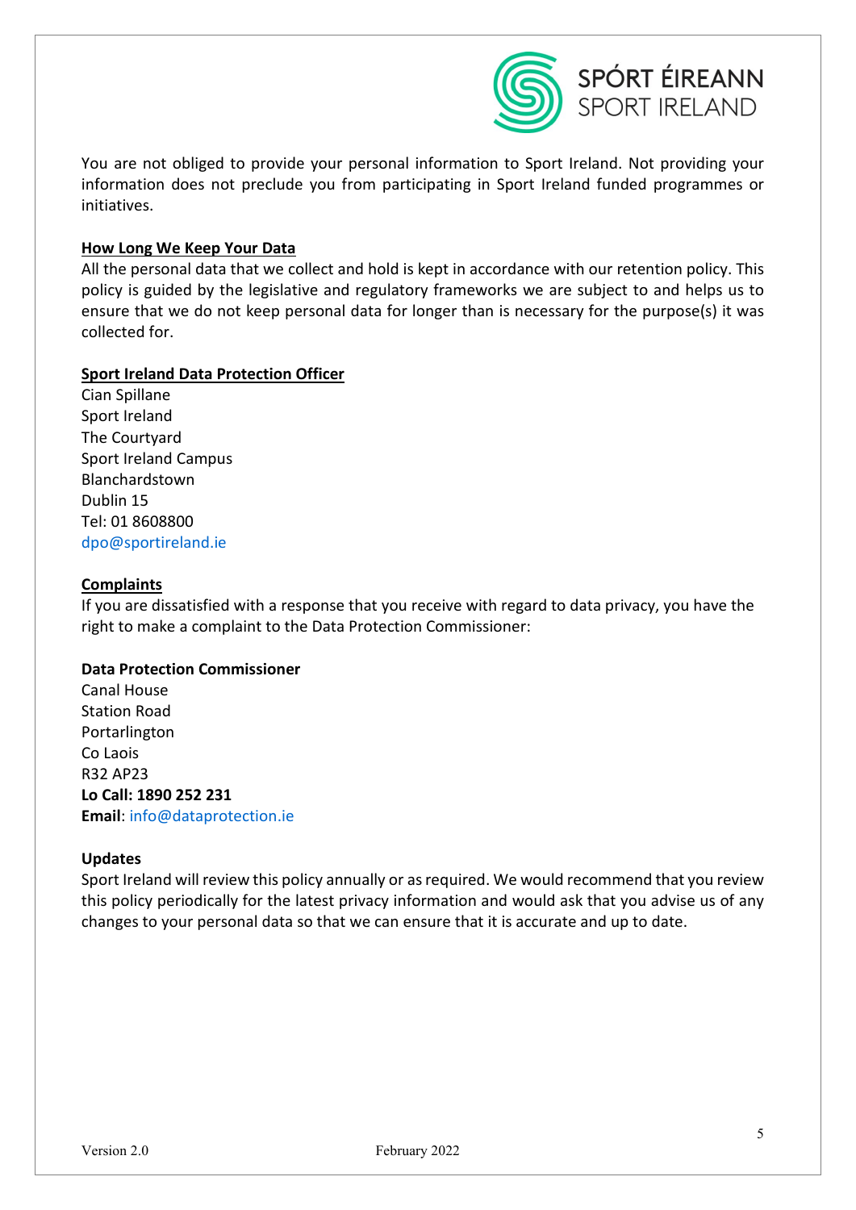You are not obliged to provide your personal information to Sport Ireland. Not providing your information does not preclude you from participating in Sport Ireland funded programmes or initiatives.

## How Long We Keep Your Data

All the personal data that we collect and hold is kept in accordance with our retention policy. This policy is guided by the legislative and regulatory frameworks we are subject to and helps us to ensure that we do not keep personal data for longer than is necessary for the purpose(s) it was collected for.

## Sport Ireland Data Protection Officer

Cian Spillane
Sport Ireland
The Courtyard
Sport Ireland Campus
Blanchardstown
Dublin 15
Tel: 01 8608800
dpo@sportireland.ie

## Complaints

If you are dissatisfied with a response that you receive with regard to data privacy, you have the right to make a complaint to the Data Protection Commissioner:

**Data Protection Commissioner**
Canal House
Station Road
Portarlington
Co Laois
R32 AP23
**Lo Call: 1890 252 231**
**Email**: info@dataprotection.ie

## Updates

Sport Ireland will review this policy annually or as required. We would recommend that you review this policy periodically for the latest privacy information and would ask that you advise us of any changes to your personal data so that we can ensure that it is accurate and up to date.